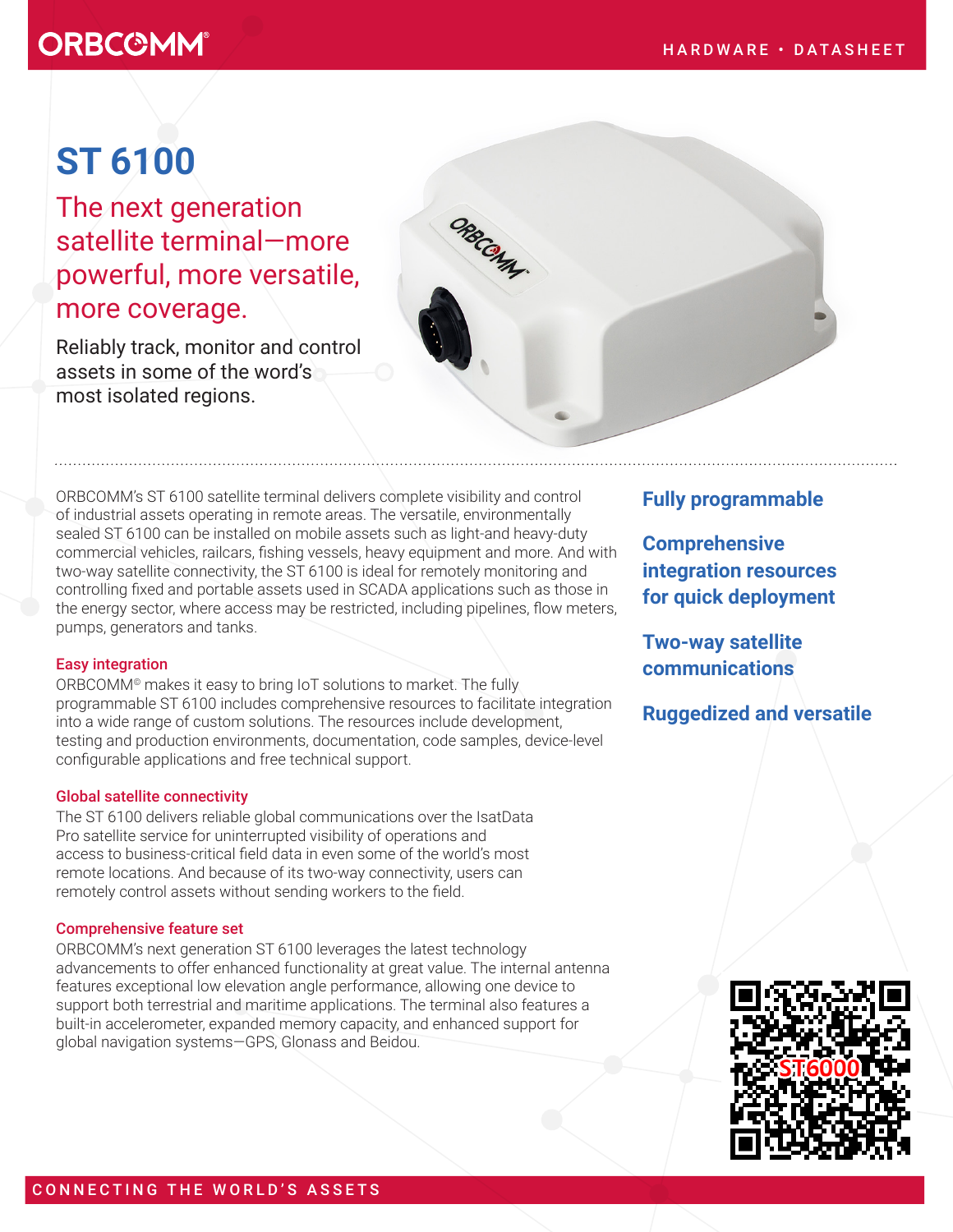ORBCOMM®

HARDWARE • DATASHEET

# ST 6100

## The next generation satellite terminal—more powerful, more versatile, more coverage.

Reliably track, monitor and control assets in some of the word's most isolated regions.

ORBCOMM's ST 6100 satellite terminal delivers complete visibility and control of industrial assets operating in remote areas. The versatile, environmentally sealed ST 6100 can be installed on mobile assets such as light-and heavy-duty commercial vehicles, railcars, fishing vessels, heavy equipment and more. And with two-way satellite connectivity, the ST 6100 is ideal for remotely monitoring and controlling fixed and portable assets used in SCADA applications such as those in the energy sector, where access may be restricted, including pipelines, flow meters, pumps, generators and tanks.

### Easy integration

ORBCOMM® makes it easy to bring IoT solutions to market. The fully programmable ST 6100 includes comprehensive resources to facilitate integration into a wide range of custom solutions. The resources include development, testing and production environments, documentation, code samples, device-level configurable applications and free technical support.

### Global satellite connectivity

The ST 6100 delivers reliable global communications over the IsatData Pro satellite service for uninterrupted visibility of operations and access to business-critical field data in even some of the world's most remote locations. And because of its two-way connectivity, users can remotely control assets without sending workers to the field.

### Comprehensive feature set

ORBCOMM's next generation ST 6100 leverages the latest technology advancements to offer enhanced functionality at great value. The internal antenna features exceptional low elevation angle performance, allowing one device to support both terrestrial and maritime applications. The terminal also features a built-in accelerometer, expanded memory capacity, and enhanced support for global navigation systems—GPS, Glonass and Beidou.

**Fully programmable**

**Comprehensive integration resources for quick deployment**

**Two-way satellite communications**

**Ruggedized and versatile**

ST6000

CONNECTING THE WORLD'S ASSETS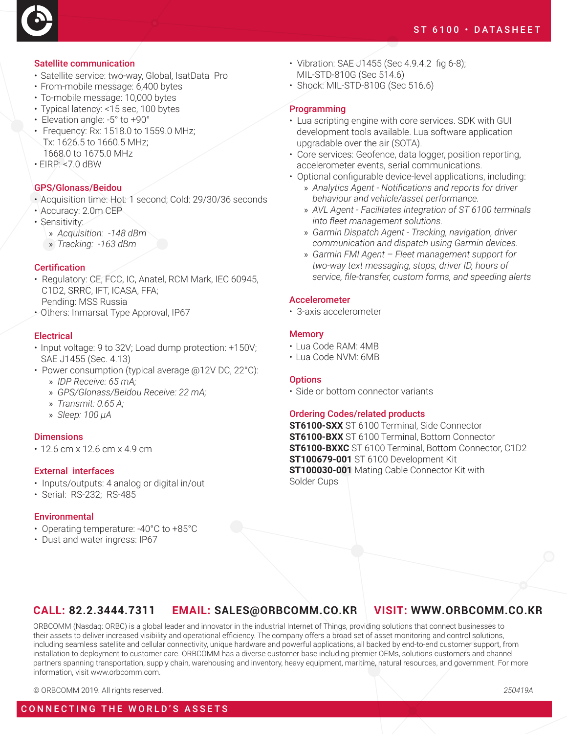## Satellite communication

- Satellite service: two-way, Global, IsatData Pro
- From-mobile message: 6,400 bytes
- To-mobile message: 10,000 bytes
- Typical latency: <15 sec, 100 bytes
- Elevation angle: -5° to +90°
- Frequency: Rx: 1518.0 to 1559.0 MHz; Tx: 1626.5 to 1660.5 MHz; 1668.0 to 1675.0 MHz
- EIRP: <7.0 dBW

## GPS/Glonass/Beidou

- Acquisition time: Hot: 1 second; Cold: 29/30/36 seconds
- Accuracy: 2.0m CEP
- Sensitivity:
  - *Acquisition: -148 dBm*
  - *Tracking: -163 dBm*

## Certification

- Regulatory: CE, FCC, IC, Anatel, RCM Mark, IEC 60945, C1D2, SRRC, IFT, ICASA, FFA; Pending: MSS Russia
- Others: Inmarsat Type Approval, IP67

## Electrical

- Input voltage: 9 to 32V; Load dump protection: +150V; SAE J1455 (Sec. 4.13)
- Power consumption (typical average @12V DC, 22°C):
  - *IDP Receive: 65 mA;*
  - *GPS/Glonass/Beidou Receive: 22 mA;*
  - *Transmit: 0.65 A;*
  - *Sleep: 100 µA*

## Dimensions

- 12.6 cm x 12.6 cm x 4.9 cm

## External interfaces

- Inputs/outputs: 4 analog or digital in/out
- Serial: RS-232; RS-485

## Environmental

- Operating temperature: -40°C to +85°C
- Dust and water ingress: IP67
- Vibration: SAE J1455 (Sec 4.9.4.2 fig 6-8); MIL-STD-810G (Sec 514.6)
- Shock: MIL-STD-810G (Sec 516.6)

## Programming

- Lua scripting engine with core services. SDK with GUI development tools available. Lua software application upgradable over the air (SOTA).
- Core services: Geofence, data logger, position reporting, accelerometer events, serial communications.
- Optional configurable device-level applications, including:
  - *Analytics Agent - Notifications and reports for driver behaviour and vehicle/asset performance.*
  - *AVL Agent - Facilitates integration of ST 6100 terminals into fleet management solutions.*
  - *Garmin Dispatch Agent - Tracking, navigation, driver communication and dispatch using Garmin devices.*
  - *Garmin FMI Agent – Fleet management support for two-way text messaging, stops, driver ID, hours of service, file-transfer, custom forms, and speeding alerts*

## Accelerometer

- 3-axis accelerometer

## Memory

- Lua Code RAM: 4MB
- Lua Code NVM: 6MB

## Options

- Side or bottom connector variants

## Ordering Codes/related products

**ST6100-SXX** ST 6100 Terminal, Side Connector
**ST6100-BXX** ST 6100 Terminal, Bottom Connector
**ST6100-BXXC** ST 6100 Terminal, Bottom Connector, C1D2
**ST100679-001** ST 6100 Development Kit
**ST100030-001** Mating Cable Connector Kit with Solder Cups

**CALL: 82.2.3444.7311 EMAIL: SALES@ORBCOMM.CO.KR VISIT: WWW.ORBCOMM.CO.KR**

ORBCOMM (Nasdaq: ORBC) is a global leader and innovator in the industrial Internet of Things, providing solutions that connect businesses to their assets to deliver increased visibility and operational efficiency. The company offers a broad set of asset monitoring and control solutions, including seamless satellite and cellular connectivity, unique hardware and powerful applications, all backed by end-to-end customer support, from installation to deployment to customer care. ORBCOMM has a diverse customer base including premier OEMs, solutions customers and channel partners spanning transportation, supply chain, warehousing and inventory, heavy equipment, maritime, natural resources, and government. For more information, visit www.orbcomm.com.

© ORBCOMM 2019. All rights reserved.

*250419A*